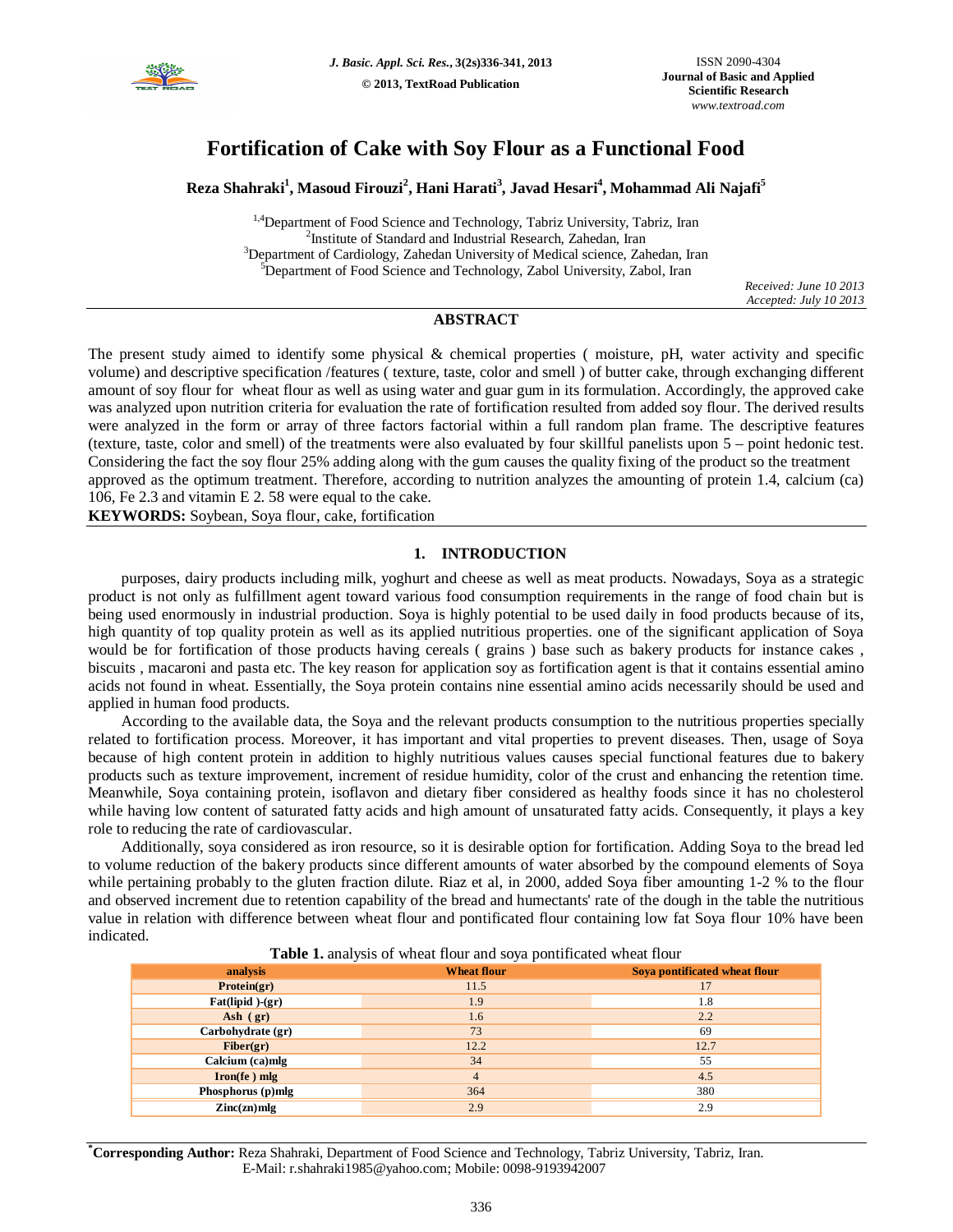# Fortification of Cake with Soy Flour as a Functional Food

**Reza Shahraki[1], Masoud Firouzi[2], Hani Harati[3], Javad Hesari[4], Mohammad Ali Najafi[5]**

[1,4]Department of Food Science and Technology, Tabriz University, Tabriz, Iran
[2]Institute of Standard and Industrial Research, Zahedan, Iran
[3]Department of Cardiology, Zahedan University of Medical science, Zahedan, Iran
[5]Department of Food Science and Technology, Zabol University, Zabol, Iran

*Received: June 10 2013*
*Accepted: July 10 2013*

## ABSTRACT

The present study aimed to identify some physical & chemical properties ( moisture, pH, water activity and specific volume) and descriptive specification /features ( texture, taste, color and smell ) of butter cake, through exchanging different amount of soy flour for wheat flour as well as using water and guar gum in its formulation. Accordingly, the approved cake was analyzed upon nutrition criteria for evaluation the rate of fortification resulted from added soy flour. The derived results were analyzed in the form or array of three factors factorial within a full random plan frame. The descriptive features (texture, taste, color and smell) of the treatments were also evaluated by four skillful panelists upon 5 – point hedonic test. Considering the fact the soy flour 25% adding along with the gum causes the quality fixing of the product so the treatment approved as the optimum treatment. Therefore, according to nutrition analyzes the amounting of protein 1.4, calcium (ca) 106, Fe 2.3 and vitamin E 2. 58 were equal to the cake.

**KEYWORDS:** Soybean, Soya flour, cake, fortification

## 1. INTRODUCTION

purposes, dairy products including milk, yoghurt and cheese as well as meat products. Nowadays, Soya as a strategic product is not only as fulfillment agent toward various food consumption requirements in the range of food chain but is being used enormously in industrial production. Soya is highly potential to be used daily in food products because of its, high quantity of top quality protein as well as its applied nutritious properties. one of the significant application of Soya would be for fortification of those products having cereals ( grains ) base such as bakery products for instance cakes , biscuits , macaroni and pasta etc. The key reason for application soy as fortification agent is that it contains essential amino acids not found in wheat. Essentially, the Soya protein contains nine essential amino acids necessarily should be used and applied in human food products.

According to the available data, the Soya and the relevant products consumption to the nutritious properties specially related to fortification process. Moreover, it has important and vital properties to prevent diseases. Then, usage of Soya because of high content protein in addition to highly nutritious values causes special functional features due to bakery products such as texture improvement, increment of residue humidity, color of the crust and enhancing the retention time. Meanwhile, Soya containing protein, isoflavon and dietary fiber considered as healthy foods since it has no cholesterol while having low content of saturated fatty acids and high amount of unsaturated fatty acids. Consequently, it plays a key role to reducing the rate of cardiovascular.

Additionally, soya considered as iron resource, so it is desirable option for fortification. Adding Soya to the bread led to volume reduction of the bakery products since different amounts of water absorbed by the compound elements of Soya while pertaining probably to the gluten fraction dilute. Riaz et al, in 2000, added Soya fiber amounting 1-2 % to the flour and observed increment due to retention capability of the bread and humectants' rate of the dough in the table the nutritious value in relation with difference between wheat flour and pontificated flour containing low fat Soya flour 10% have been indicated.

**Table 1.** analysis of wheat flour and soya pontificated wheat flour

| analysis | Wheat flour | Soya pontificated wheat flour |
|---|---|---|
| Protein(gr) | 11.5 | 17 |
| Fat(lipid )-(gr) | 1.9 | 1.8 |
| Ash ( gr) | 1.6 | 2.2 |
| Carbohydrate (gr) | 73 | 69 |
| Fiber(gr) | 12.2 | 12.7 |
| Calcium (ca)mlg | 34 | 55 |
| Iron(fe ) mlg | 4 | 4.5 |
| Phosphorus (p)mlg | 364 | 380 |
| Zinc(zn)mlg | 2.9 | 2.9 |

*Corresponding Author: Reza Shahraki, Department of Food Science and Technology, Tabriz University, Tabriz, Iran. E-Mail: r.shahraki1985@yahoo.com; Mobile: 0098-9193942007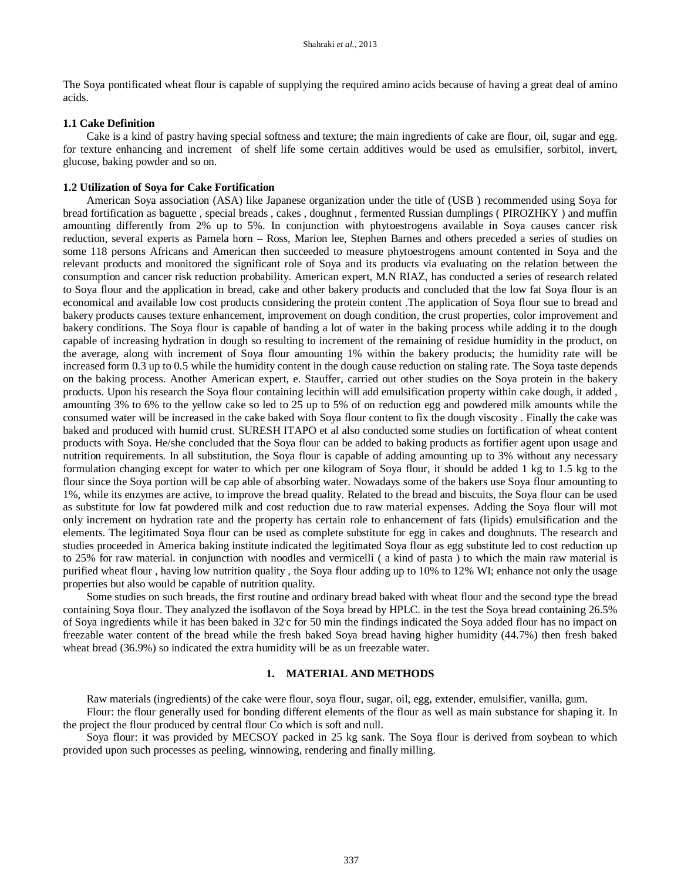The Soya pontificated wheat flour is capable of supplying the required amino acids because of having a great deal of amino acids.

### 1.1 Cake Definition

Cake is a kind of pastry having special softness and texture; the main ingredients of cake are flour, oil, sugar and egg. for texture enhancing and increment of shelf life some certain additives would be used as emulsifier, sorbitol, invert, glucose, baking powder and so on.

### 1.2 Utilization of Soya for Cake Fortification

American Soya association (ASA) like Japanese organization under the title of (USB ) recommended using Soya for bread fortification as baguette , special breads , cakes , doughnut , fermented Russian dumplings ( PIROZHKY ) and muffin amounting differently from 2% up to 5%. In conjunction with phytoestrogens available in Soya causes cancer risk reduction, several experts as Pamela horn – Ross, Marion lee, Stephen Barnes and others preceded a series of studies on some 118 persons Africans and American then succeeded to measure phytoestrogens amount contented in Soya and the relevant products and monitored the significant role of Soya and its products via evaluating on the relation between the consumption and cancer risk reduction probability. American expert, M.N RIAZ, has conducted a series of research related to Soya flour and the application in bread, cake and other bakery products and concluded that the low fat Soya flour is an economical and available low cost products considering the protein content .The application of Soya flour sue to bread and bakery products causes texture enhancement, improvement on dough condition, the crust properties, color improvement and bakery conditions. The Soya flour is capable of banding a lot of water in the baking process while adding it to the dough capable of increasing hydration in dough so resulting to increment of the remaining of residue humidity in the product, on the average, along with increment of Soya flour amounting 1% within the bakery products; the humidity rate will be increased form 0.3 up to 0.5 while the humidity content in the dough cause reduction on staling rate. The Soya taste depends on the baking process. Another American expert, e. Stauffer, carried out other studies on the Soya protein in the bakery products. Upon his research the Soya flour containing lecithin will add emulsification property within cake dough, it added , amounting 3% to 6% to the yellow cake so led to 25 up to 5% of on reduction egg and powdered milk amounts while the consumed water will be increased in the cake baked with Soya flour content to fix the dough viscosity . Finally the cake was baked and produced with humid crust. SURESH ITAPO et al also conducted some studies on fortification of wheat content products with Soya. He/she concluded that the Soya flour can be added to baking products as fortifier agent upon usage and nutrition requirements. In all substitution, the Soya flour is capable of adding amounting up to 3% without any necessary formulation changing except for water to which per one kilogram of Soya flour, it should be added 1 kg to 1.5 kg to the flour since the Soya portion will be cap able of absorbing water. Nowadays some of the bakers use Soya flour amounting to 1%, while its enzymes are active, to improve the bread quality. Related to the bread and biscuits, the Soya flour can be used as substitute for low fat powdered milk and cost reduction due to raw material expenses. Adding the Soya flour will mot only increment on hydration rate and the property has certain role to enhancement of fats (lipids) emulsification and the elements. The legitimated Soya flour can be used as complete substitute for egg in cakes and doughnuts. The research and studies proceeded in America baking institute indicated the legitimated Soya flour as egg substitute led to cost reduction up to 25% for raw material. in conjunction with noodles and vermicelli ( a kind of pasta ) to which the main raw material is purified wheat flour , having low nutrition quality , the Soya flour adding up to 10% to 12% WI; enhance not only the usage properties but also would be capable of nutrition quality.

Some studies on such breads, the first routine and ordinary bread baked with wheat flour and the second type the bread containing Soya flour. They analyzed the isoflavon of the Soya bread by HPLC. in the test the Soya bread containing 26.5% of Soya ingredients while it has been baked in 32.c for 50 min the findings indicated the Soya added flour has no impact on freezable water content of the bread while the fresh baked Soya bread having higher humidity (44.7%) then fresh baked wheat bread (36.9%) so indicated the extra humidity will be as un freezable water.

## 1. MATERIAL AND METHODS

Raw materials (ingredients) of the cake were flour, soya flour, sugar, oil, egg, extender, emulsifier, vanilla, gum.

Flour: the flour generally used for bonding different elements of the flour as well as main substance for shaping it. In the project the flour produced by central flour Co which is soft and null.

Soya flour: it was provided by MECSOY packed in 25 kg sank. The Soya flour is derived from soybean to which provided upon such processes as peeling, winnowing, rendering and finally milling.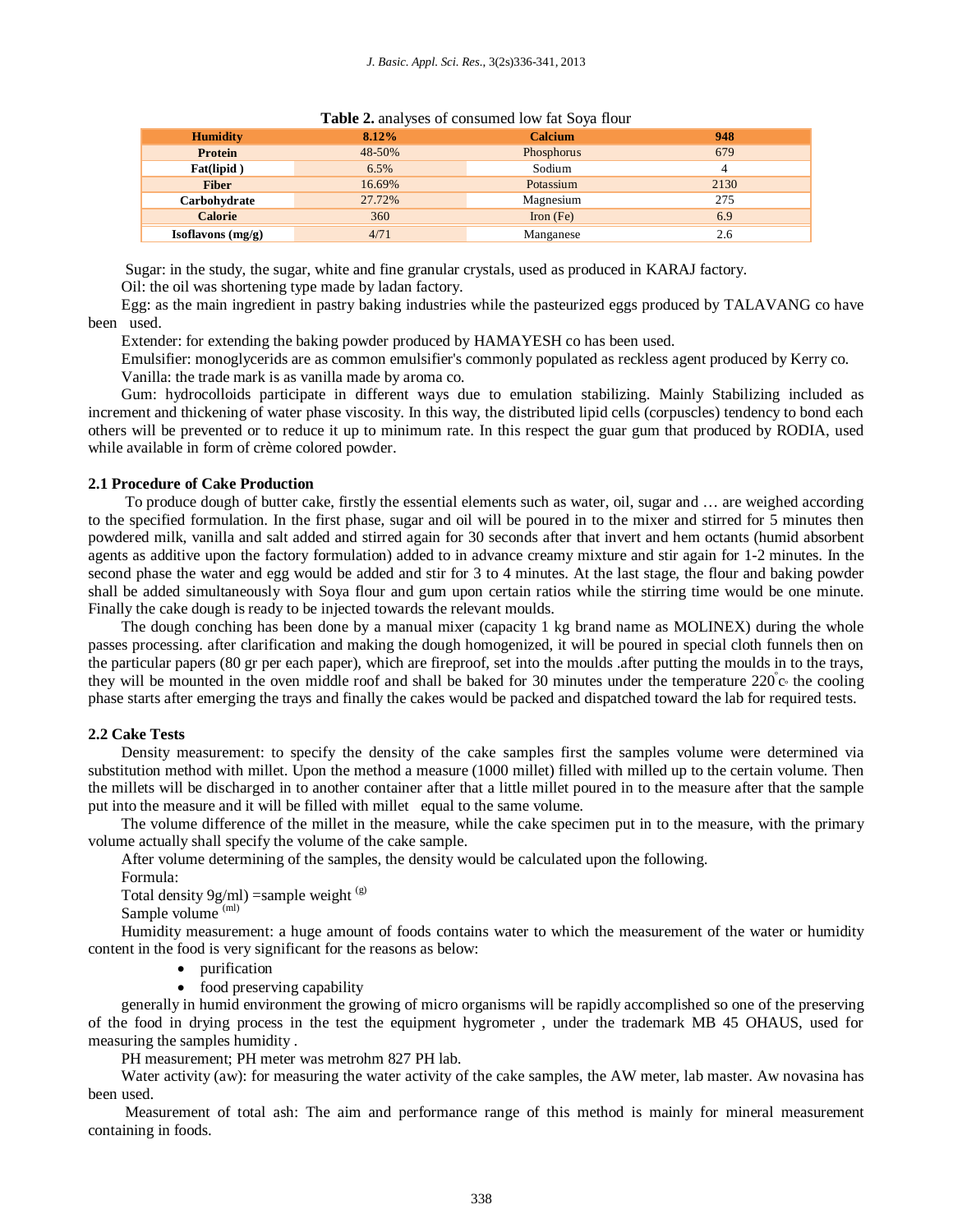**Table 2.** analyses of consumed low fat Soya flour

| Humidity | 8.12% | Calcium | 948 |
|---|---|---|---|
| Protein | 48-50% | Phosphorus | 679 |
| Fat(lipid ) | 6.5% | Sodium | 4 |
| Fiber | 16.69% | Potassium | 2130 |
| Carbohydrate | 27.72% | Magnesium | 275 |
| Calorie | 360 | Iron (Fe) | 6.9 |
| Isoflavons (mg/g) | 4/71 | Manganese | 2.6 |

Sugar: in the study, the sugar, white and fine granular crystals, used as produced in KARAJ factory.

Oil: the oil was shortening type made by ladan factory.

Egg: as the main ingredient in pastry baking industries while the pasteurized eggs produced by TALAVANG co have been used.

Extender: for extending the baking powder produced by HAMAYESH co has been used.

Emulsifier: monoglycerids are as common emulsifier's commonly populated as reckless agent produced by Kerry co.

Vanilla: the trade mark is as vanilla made by aroma co.

Gum: hydrocolloids participate in different ways due to emulation stabilizing. Mainly Stabilizing included as increment and thickening of water phase viscosity. In this way, the distributed lipid cells (corpuscles) tendency to bond each others will be prevented or to reduce it up to minimum rate. In this respect the guar gum that produced by RODIA, used while available in form of crème colored powder.

### 2.1 Procedure of Cake Production

To produce dough of butter cake, firstly the essential elements such as water, oil, sugar and … are weighed according to the specified formulation. In the first phase, sugar and oil will be poured in to the mixer and stirred for 5 minutes then powdered milk, vanilla and salt added and stirred again for 30 seconds after that invert and hem octants (humid absorbent agents as additive upon the factory formulation) added to in advance creamy mixture and stir again for 1-2 minutes. In the second phase the water and egg would be added and stir for 3 to 4 minutes. At the last stage, the flour and baking powder shall be added simultaneously with Soya flour and gum upon certain ratios while the stirring time would be one minute. Finally the cake dough is ready to be injected towards the relevant moulds.

The dough conching has been done by a manual mixer (capacity 1 kg brand name as MOLINEX) during the whole passes processing. after clarification and making the dough homogenized, it will be poured in special cloth funnels then on the particular papers (80 gr per each paper), which are fireproof, set into the moulds .after putting the moulds in to the trays, they will be mounted in the oven middle roof and shall be baked for 30 minutes under the temperature 220°c. the cooling phase starts after emerging the trays and finally the cakes would be packed and dispatched toward the lab for required tests.

### 2.2 Cake Tests

Density measurement: to specify the density of the cake samples first the samples volume were determined via substitution method with millet. Upon the method a measure (1000 millet) filled with milled up to the certain volume. Then the millets will be discharged in to another container after that a little millet poured in to the measure after that the sample put into the measure and it will be filled with millet equal to the same volume.

The volume difference of the millet in the measure, while the cake specimen put in to the measure, with the primary volume actually shall specify the volume of the cake sample.

After volume determining of the samples, the density would be calculated upon the following.

Formula:

Total density 9g/ml) =sample weight (g)

Sample volume (ml)

Humidity measurement: a huge amount of foods contains water to which the measurement of the water or humidity content in the food is very significant for the reasons as below:

- purification
- food preserving capability

generally in humid environment the growing of micro organisms will be rapidly accomplished so one of the preserving of the food in drying process in the test the equipment hygrometer , under the trademark MB 45 OHAUS, used for measuring the samples humidity .

PH measurement; PH meter was metrohm 827 PH lab.

Water activity (aw): for measuring the water activity of the cake samples, the AW meter, lab master. Aw novasina has been used.

Measurement of total ash: The aim and performance range of this method is mainly for mineral measurement containing in foods.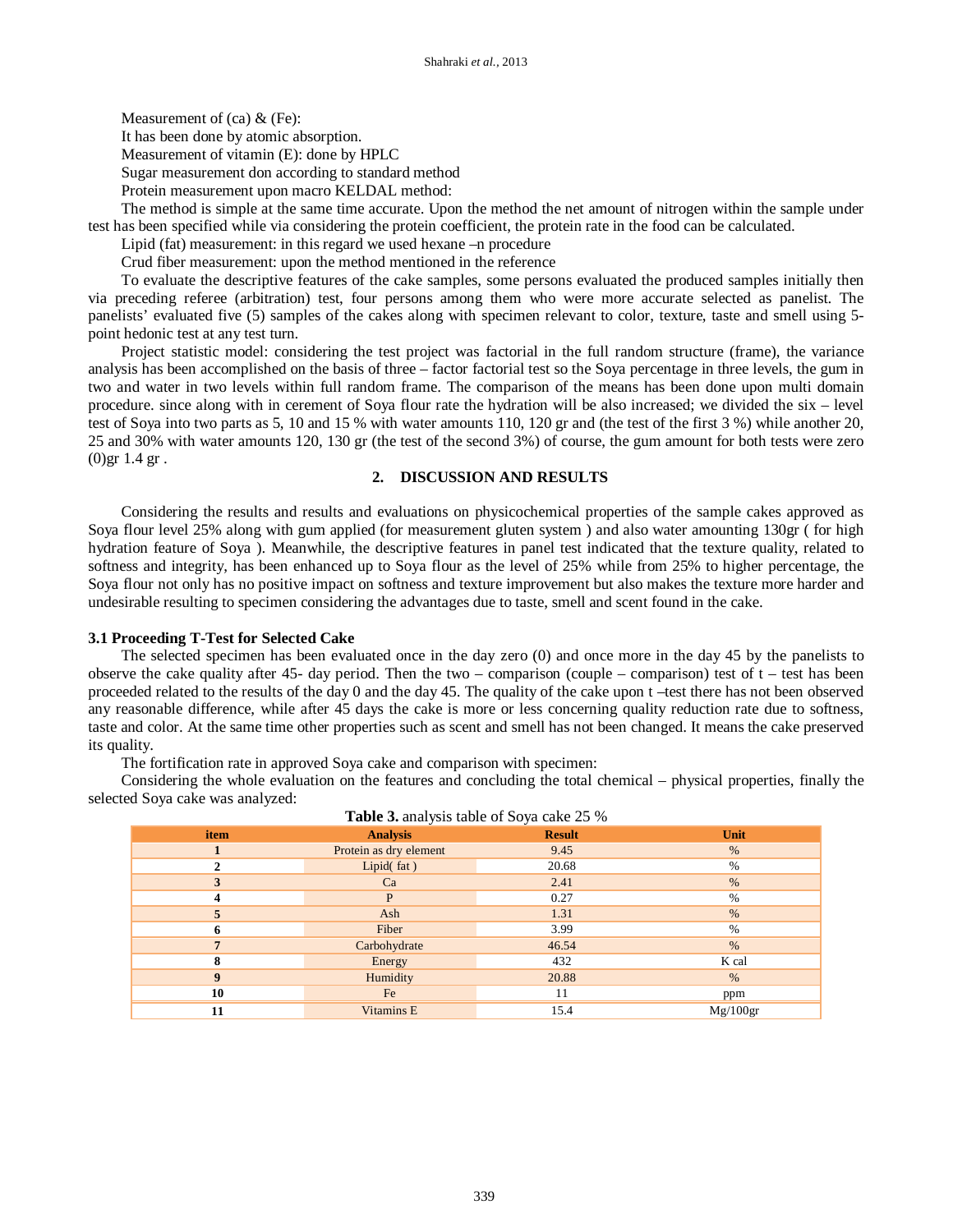Measurement of (ca) & (Fe):

It has been done by atomic absorption.

Measurement of vitamin (E): done by HPLC

Sugar measurement don according to standard method

Protein measurement upon macro KELDAL method:

The method is simple at the same time accurate. Upon the method the net amount of nitrogen within the sample under test has been specified while via considering the protein coefficient, the protein rate in the food can be calculated.

Lipid (fat) measurement: in this regard we used hexane –n procedure

Crud fiber measurement: upon the method mentioned in the reference

To evaluate the descriptive features of the cake samples, some persons evaluated the produced samples initially then via preceding referee (arbitration) test, four persons among them who were more accurate selected as panelist. The panelists' evaluated five (5) samples of the cakes along with specimen relevant to color, texture, taste and smell using 5-point hedonic test at any test turn.

Project statistic model: considering the test project was factorial in the full random structure (frame), the variance analysis has been accomplished on the basis of three – factor factorial test so the Soya percentage in three levels, the gum in two and water in two levels within full random frame. The comparison of the means has been done upon multi domain procedure. since along with in cerement of Soya flour rate the hydration will be also increased; we divided the six – level test of Soya into two parts as 5, 10 and 15 % with water amounts 110, 120 gr and (the test of the first 3 %) while another 20, 25 and 30% with water amounts 120, 130 gr (the test of the second 3%) of course, the gum amount for both tests were zero (0)gr 1.4 gr .

## 2. DISCUSSION AND RESULTS

Considering the results and results and evaluations on physicochemical properties of the sample cakes approved as Soya flour level 25% along with gum applied (for measurement gluten system ) and also water amounting 130gr ( for high hydration feature of Soya ). Meanwhile, the descriptive features in panel test indicated that the texture quality, related to softness and integrity, has been enhanced up to Soya flour as the level of 25% while from 25% to higher percentage, the Soya flour not only has no positive impact on softness and texture improvement but also makes the texture more harder and undesirable resulting to specimen considering the advantages due to taste, smell and scent found in the cake.

### 3.1 Proceeding T-Test for Selected Cake

The selected specimen has been evaluated once in the day zero (0) and once more in the day 45 by the panelists to observe the cake quality after 45- day period. Then the two – comparison (couple – comparison) test of t – test has been proceeded related to the results of the day 0 and the day 45. The quality of the cake upon t –test there has not been observed any reasonable difference, while after 45 days the cake is more or less concerning quality reduction rate due to softness, taste and color. At the same time other properties such as scent and smell has not been changed. It means the cake preserved its quality.

The fortification rate in approved Soya cake and comparison with specimen:

Considering the whole evaluation on the features and concluding the total chemical – physical properties, finally the selected Soya cake was analyzed:

**Table 3.** analysis table of Soya cake 25 %

| item | Analysis | Result | Unit |
|---|---|---|---|
| 1 | Protein as dry element | 9.45 | % |
| 2 | Lipid( fat ) | 20.68 | % |
| 3 | Ca | 2.41 | % |
| 4 | P | 0.27 | % |
| 5 | Ash | 1.31 | % |
| 6 | Fiber | 3.99 | % |
| 7 | Carbohydrate | 46.54 | % |
| 8 | Energy | 432 | K cal |
| 9 | Humidity | 20.88 | % |
| 10 | Fe | 11 | ppm |
| 11 | Vitamins E | 15.4 | Mg/100gr |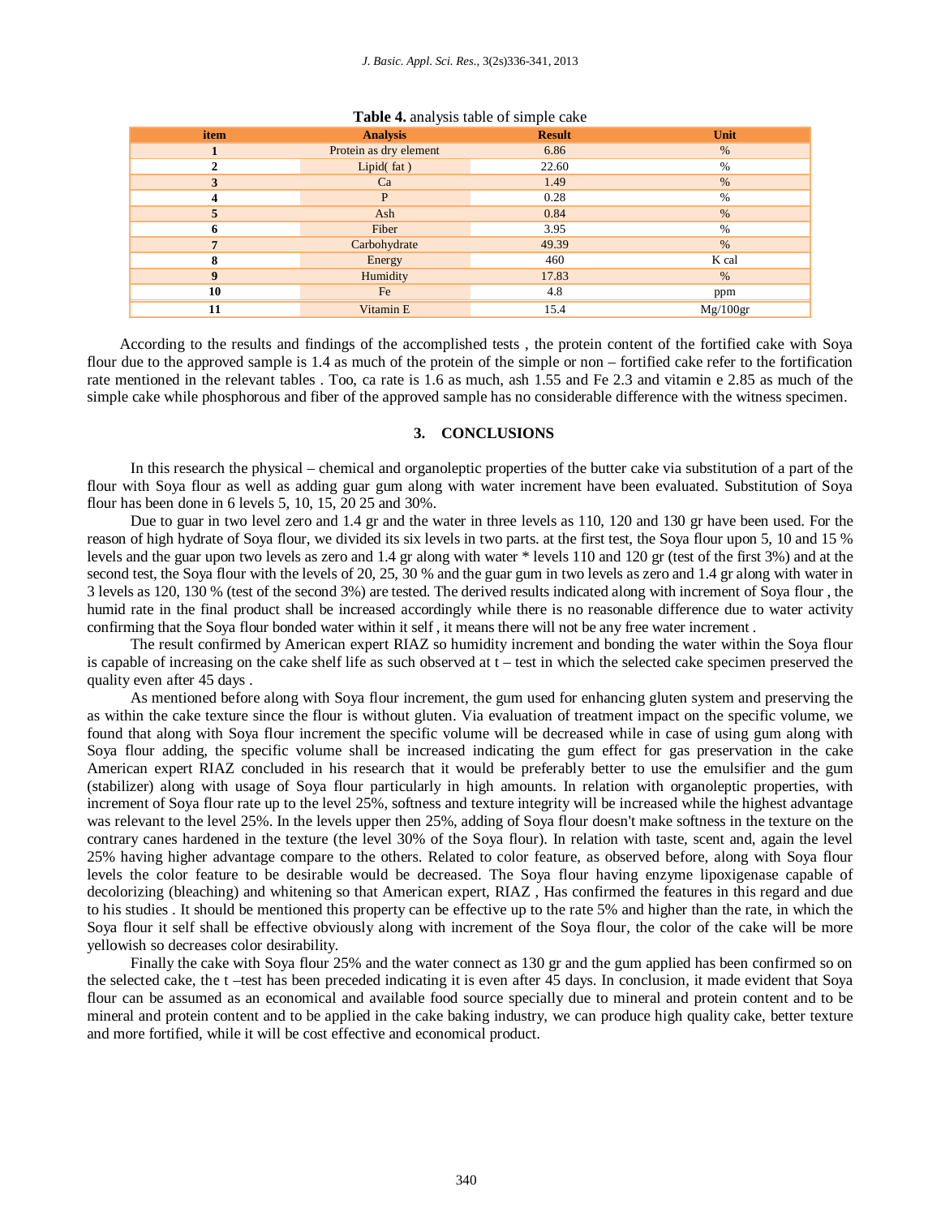**Table 4.** analysis table of simple cake

| item | Analysis | Result | Unit |
|---|---|---|---|
| 1 | Protein as dry element | 6.86 | % |
| 2 | Lipid( fat ) | 22.60 | % |
| 3 | Ca | 1.49 | % |
| 4 | P | 0.28 | % |
| 5 | Ash | 0.84 | % |
| 6 | Fiber | 3.95 | % |
| 7 | Carbohydrate | 49.39 | % |
| 8 | Energy | 460 | K cal |
| 9 | Humidity | 17.83 | % |
| 10 | Fe | 4.8 | ppm |
| 11 | Vitamin E | 15.4 | Mg/100gr |

According to the results and findings of the accomplished tests , the protein content of the fortified cake with Soya flour due to the approved sample is 1.4 as much of the protein of the simple or non – fortified cake refer to the fortification rate mentioned in the relevant tables . Too, ca rate is 1.6 as much, ash 1.55 and Fe 2.3 and vitamin e 2.85 as much of the simple cake while phosphorous and fiber of the approved sample has no considerable difference with the witness specimen.

## 3. CONCLUSIONS

In this research the physical – chemical and organoleptic properties of the butter cake via substitution of a part of the flour with Soya flour as well as adding guar gum along with water increment have been evaluated. Substitution of Soya flour has been done in 6 levels 5, 10, 15, 20 25 and 30%.

Due to guar in two level zero and 1.4 gr and the water in three levels as 110, 120 and 130 gr have been used. For the reason of high hydrate of Soya flour, we divided its six levels in two parts. at the first test, the Soya flour upon 5, 10 and 15 % levels and the guar upon two levels as zero and 1.4 gr along with water * levels 110 and 120 gr (test of the first 3%) and at the second test, the Soya flour with the levels of 20, 25, 30 % and the guar gum in two levels as zero and 1.4 gr along with water in 3 levels as 120, 130 % (test of the second 3%) are tested. The derived results indicated along with increment of Soya flour , the humid rate in the final product shall be increased accordingly while there is no reasonable difference due to water activity confirming that the Soya flour bonded water within it self , it means there will not be any free water increment .

The result confirmed by American expert RIAZ so humidity increment and bonding the water within the Soya flour is capable of increasing on the cake shelf life as such observed at t – test in which the selected cake specimen preserved the quality even after 45 days .

As mentioned before along with Soya flour increment, the gum used for enhancing gluten system and preserving the as within the cake texture since the flour is without gluten. Via evaluation of treatment impact on the specific volume, we found that along with Soya flour increment the specific volume will be decreased while in case of using gum along with Soya flour adding, the specific volume shall be increased indicating the gum effect for gas preservation in the cake American expert RIAZ concluded in his research that it would be preferably better to use the emulsifier and the gum (stabilizer) along with usage of Soya flour particularly in high amounts. In relation with organoleptic properties, with increment of Soya flour rate up to the level 25%, softness and texture integrity will be increased while the highest advantage was relevant to the level 25%. In the levels upper then 25%, adding of Soya flour doesn't make softness in the texture on the contrary canes hardened in the texture (the level 30% of the Soya flour). In relation with taste, scent and, again the level 25% having higher advantage compare to the others. Related to color feature, as observed before, along with Soya flour levels the color feature to be desirable would be decreased. The Soya flour having enzyme lipoxigenase capable of decolorizing (bleaching) and whitening so that American expert, RIAZ , Has confirmed the features in this regard and due to his studies . It should be mentioned this property can be effective up to the rate 5% and higher than the rate, in which the Soya flour it self shall be effective obviously along with increment of the Soya flour, the color of the cake will be more yellowish so decreases color desirability.

Finally the cake with Soya flour 25% and the water connect as 130 gr and the gum applied has been confirmed so on the selected cake, the t –test has been preceded indicating it is even after 45 days. In conclusion, it made evident that Soya flour can be assumed as an economical and available food source specially due to mineral and protein content and to be mineral and protein content and to be applied in the cake baking industry, we can produce high quality cake, better texture and more fortified, while it will be cost effective and economical product.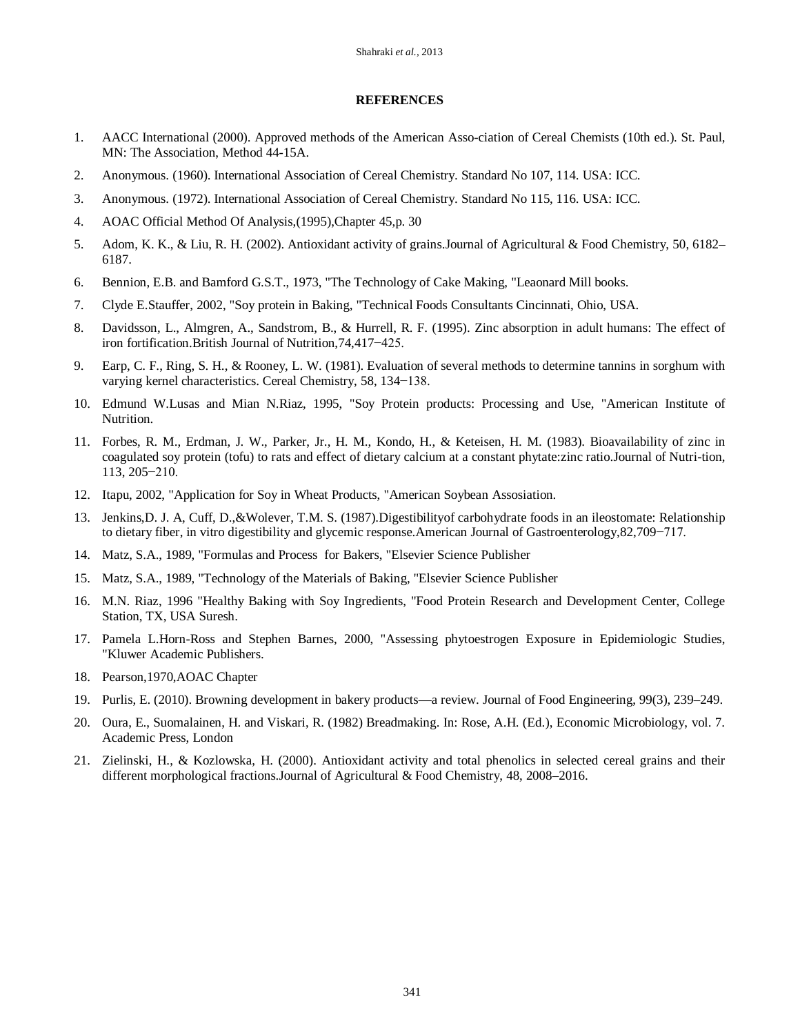## REFERENCES

1. AACC International (2000). Approved methods of the American Asso-ciation of Cereal Chemists (10th ed.). St. Paul, MN: The Association, Method 44-15A.
2. Anonymous. (1960). International Association of Cereal Chemistry. Standard No 107, 114. USA: ICC.
3. Anonymous. (1972). International Association of Cereal Chemistry. Standard No 115, 116. USA: ICC.
4. AOAC Official Method Of Analysis,(1995),Chapter 45,p. 30
5. Adom, K. K., & Liu, R. H. (2002). Antioxidant activity of grains.Journal of Agricultural & Food Chemistry, 50, 6182–6187.
6. Bennion, E.B. and Bamford G.S.T., 1973, "The Technology of Cake Making, "Leaonard Mill books.
7. Clyde E.Stauffer, 2002, "Soy protein in Baking, "Technical Foods Consultants Cincinnati, Ohio, USA.
8. Davidsson, L., Almgren, A., Sandstrom, B., & Hurrell, R. F. (1995). Zinc absorption in adult humans: The effect of iron fortification.British Journal of Nutrition,74,417−425.
9. Earp, C. F., Ring, S. H., & Rooney, L. W. (1981). Evaluation of several methods to determine tannins in sorghum with varying kernel characteristics. Cereal Chemistry, 58, 134−138.
10. Edmund W.Lusas and Mian N.Riaz, 1995, "Soy Protein products: Processing and Use, "American Institute of Nutrition.
11. Forbes, R. M., Erdman, J. W., Parker, Jr., H. M., Kondo, H., & Keteisen, H. M. (1983). Bioavailability of zinc in coagulated soy protein (tofu) to rats and effect of dietary calcium at a constant phytate:zinc ratio.Journal of Nutri-tion, 113, 205−210.
12. Itapu, 2002, "Application for Soy in Wheat Products, "American Soybean Assosiation.
13. Jenkins,D. J. A, Cuff, D.,&Wolever, T.M. S. (1987).Digestibilityof carbohydrate foods in an ileostomate: Relationship to dietary fiber, in vitro digestibility and glycemic response.American Journal of Gastroenterology,82,709−717.
14. Matz, S.A., 1989, "Formulas and Process for Bakers, "Elsevier Science Publisher
15. Matz, S.A., 1989, "Technology of the Materials of Baking, "Elsevier Science Publisher
16. M.N. Riaz, 1996 "Healthy Baking with Soy Ingredients, "Food Protein Research and Development Center, College Station, TX, USA Suresh.
17. Pamela L.Horn-Ross and Stephen Barnes, 2000, "Assessing phytoestrogen Exposure in Epidemiologic Studies, "Kluwer Academic Publishers.
18. Pearson,1970,AOAC Chapter
19. Purlis, E. (2010). Browning development in bakery products—a review. Journal of Food Engineering, 99(3), 239–249.
20. Oura, E., Suomalainen, H. and Viskari, R. (1982) Breadmaking. In: Rose, A.H. (Ed.), Economic Microbiology, vol. 7. Academic Press, London
21. Zielinski, H., & Kozlowska, H. (2000). Antioxidant activity and total phenolics in selected cereal grains and their different morphological fractions.Journal of Agricultural & Food Chemistry, 48, 2008–2016.